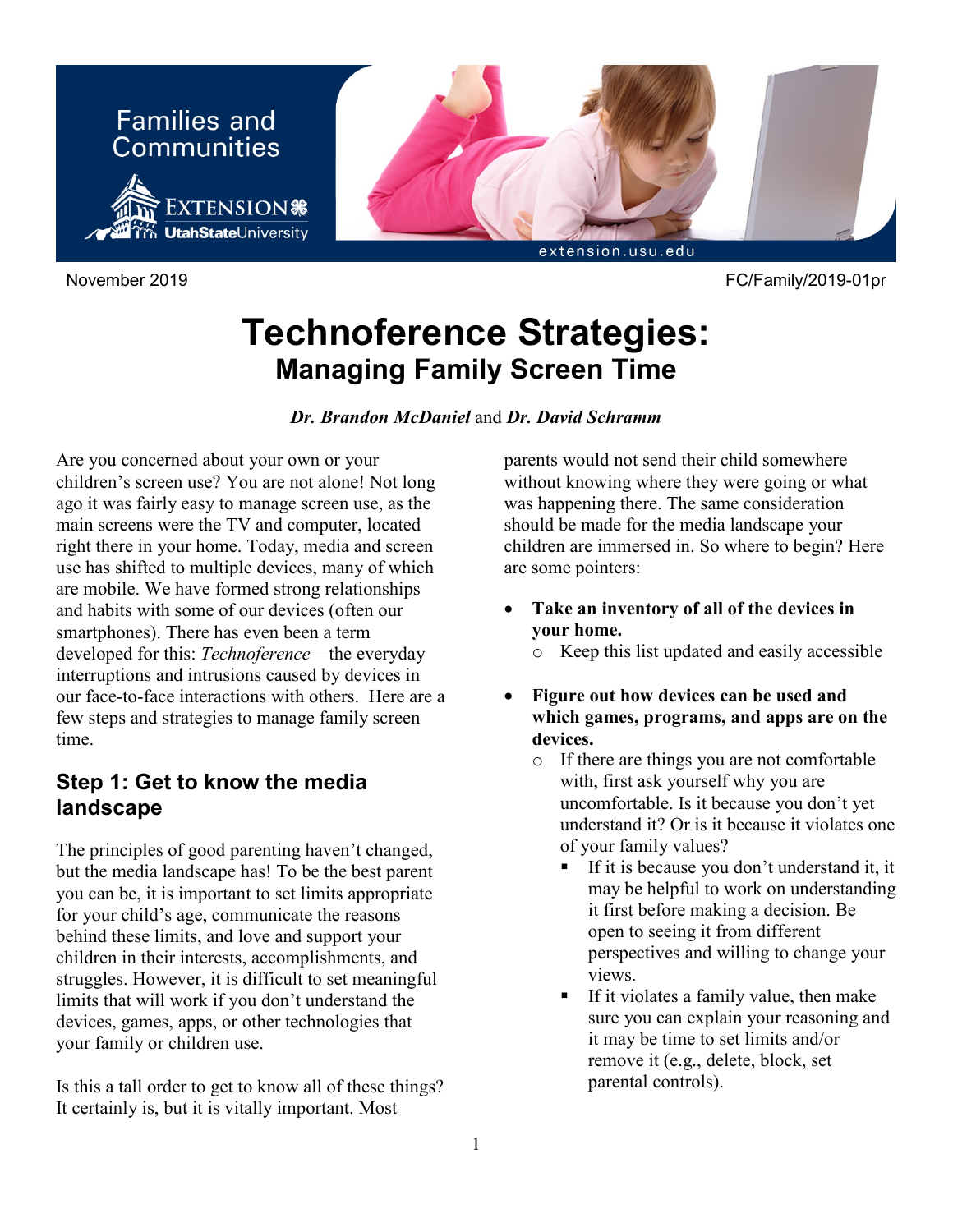Families and Communities

November 2019 FC/Family/2019-01pr

# Technoference Strategies:
## Managing Family Screen Time

***Dr. Brandon McDaniel*** and ***Dr. David Schramm***

Are you concerned about your own or your children's screen use? You are not alone! Not long ago it was fairly easy to manage screen use, as the main screens were the TV and computer, located right there in your home. Today, media and screen use has shifted to multiple devices, many of which are mobile. We have formed strong relationships and habits with some of our devices (often our smartphones). There has even been a term developed for this: *Technoference*—the everyday interruptions and intrusions caused by devices in our face-to-face interactions with others. Here are a few steps and strategies to manage family screen time.

## Step 1: Get to know the media landscape

The principles of good parenting haven't changed, but the media landscape has! To be the best parent you can be, it is important to set limits appropriate for your child's age, communicate the reasons behind these limits, and love and support your children in their interests, accomplishments, and struggles. However, it is difficult to set meaningful limits that will work if you don't understand the devices, games, apps, or other technologies that your family or children use.

Is this a tall order to get to know all of these things? It certainly is, but it is vitally important. Most parents would not send their child somewhere without knowing where they were going or what was happening there. The same consideration should be made for the media landscape your children are immersed in. So where to begin? Here are some pointers:

- **Take an inventory of all of the devices in your home.**
  - Keep this list updated and easily accessible
- **Figure out how devices can be used and which games, programs, and apps are on the devices.**
  - If there are things you are not comfortable with, first ask yourself why you are uncomfortable. Is it because you don't yet understand it? Or is it because it violates one of your family values?
    - If it is because you don't understand it, it may be helpful to work on understanding it first before making a decision. Be open to seeing it from different perspectives and willing to change your views.
    - If it violates a family value, then make sure you can explain your reasoning and it may be time to set limits and/or remove it (e.g., delete, block, set parental controls).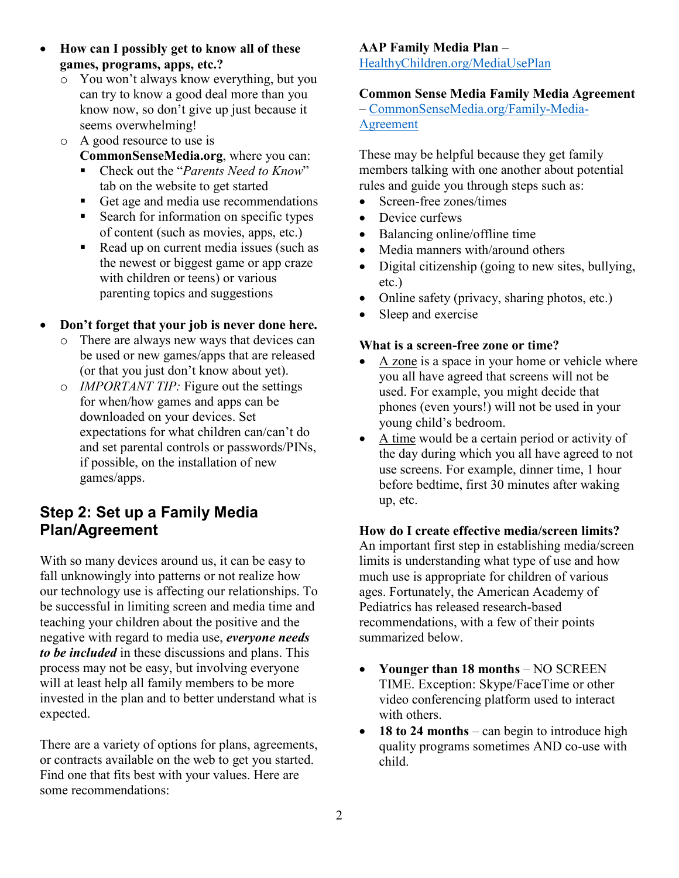- **How can I possibly get to know all of these games, programs, apps, etc.?**
  - You won't always know everything, but you can try to know a good deal more than you know now, so don't give up just because it seems overwhelming!
  - A good resource to use is **CommonSenseMedia.org**, where you can:
    - Check out the "*Parents Need to Know*" tab on the website to get started
    - Get age and media use recommendations
    - Search for information on specific types of content (such as movies, apps, etc.)
    - Read up on current media issues (such as the newest or biggest game or app craze with children or teens) or various parenting topics and suggestions

- **Don't forget that your job is never done here.**
  - There are always new ways that devices can be used or new games/apps that are released (or that you just don't know about yet).
  - *IMPORTANT TIP:* Figure out the settings for when/how games and apps can be downloaded on your devices. Set expectations for what children can/can't do and set parental controls or passwords/PINs, if possible, on the installation of new games/apps.

## Step 2: Set up a Family Media Plan/Agreement

With so many devices around us, it can be easy to fall unknowingly into patterns or not realize how our technology use is affecting our relationships. To be successful in limiting screen and media time and teaching your children about the positive and the negative with regard to media use, ***everyone needs to be included*** in these discussions and plans. This process may not be easy, but involving everyone will at least help all family members to be more invested in the plan and to better understand what is expected.

There are a variety of options for plans, agreements, or contracts available on the web to get you started. Find one that fits best with your values. Here are some recommendations:

**AAP Family Media Plan** – HealthyChildren.org/MediaUsePlan

**Common Sense Media Family Media Agreement** – CommonSenseMedia.org/Family-Media-Agreement

These may be helpful because they get family members talking with one another about potential rules and guide you through steps such as:

- Screen-free zones/times
- Device curfews
- Balancing online/offline time
- Media manners with/around others
- Digital citizenship (going to new sites, bullying, etc.)
- Online safety (privacy, sharing photos, etc.)
- Sleep and exercise

**What is a screen-free zone or time?**

- A zone is a space in your home or vehicle where you all have agreed that screens will not be used. For example, you might decide that phones (even yours!) will not be used in your young child's bedroom.
- A time would be a certain period or activity of the day during which you all have agreed to not use screens. For example, dinner time, 1 hour before bedtime, first 30 minutes after waking up, etc.

**How do I create effective media/screen limits?**

An important first step in establishing media/screen limits is understanding what type of use and how much use is appropriate for children of various ages. Fortunately, the American Academy of Pediatrics has released research-based recommendations, with a few of their points summarized below.

- **Younger than 18 months** – NO SCREEN TIME. Exception: Skype/FaceTime or other video conferencing platform used to interact with others.
- **18 to 24 months** – can begin to introduce high quality programs sometimes AND co-use with child.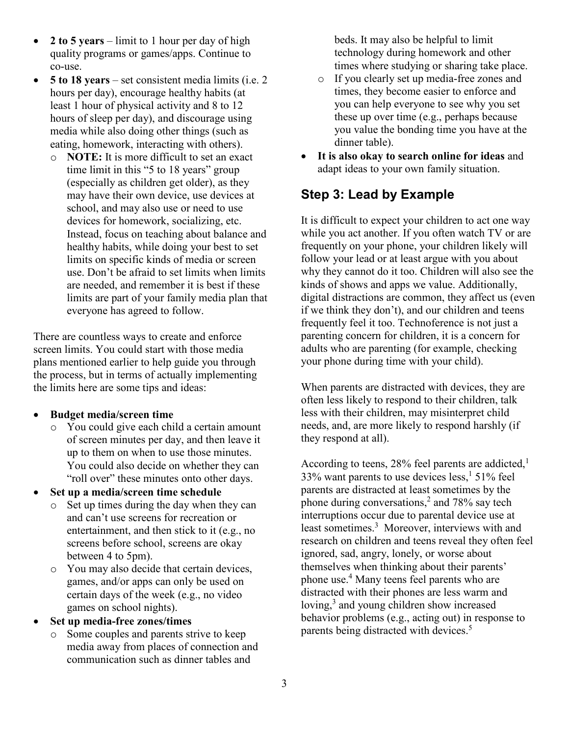- **2 to 5 years** – limit to 1 hour per day of high quality programs or games/apps. Continue to co-use.
- **5 to 18 years** – set consistent media limits (i.e. 2 hours per day), encourage healthy habits (at least 1 hour of physical activity and 8 to 12 hours of sleep per day), and discourage using media while also doing other things (such as eating, homework, interacting with others).
  - **NOTE:** It is more difficult to set an exact time limit in this "5 to 18 years" group (especially as children get older), as they may have their own device, use devices at school, and may also use or need to use devices for homework, socializing, etc. Instead, focus on teaching about balance and healthy habits, while doing your best to set limits on specific kinds of media or screen use. Don't be afraid to set limits when limits are needed, and remember it is best if these limits are part of your family media plan that everyone has agreed to follow.

There are countless ways to create and enforce screen limits. You could start with those media plans mentioned earlier to help guide you through the process, but in terms of actually implementing the limits here are some tips and ideas:

- **Budget media/screen time**
  - You could give each child a certain amount of screen minutes per day, and then leave it up to them on when to use those minutes. You could also decide on whether they can "roll over" these minutes onto other days.
- **Set up a media/screen time schedule**
  - Set up times during the day when they can and can't use screens for recreation or entertainment, and then stick to it (e.g., no screens before school, screens are okay between 4 to 5pm).
  - You may also decide that certain devices, games, and/or apps can only be used on certain days of the week (e.g., no video games on school nights).
- **Set up media-free zones/times**
  - Some couples and parents strive to keep media away from places of connection and communication such as dinner tables and beds. It may also be helpful to limit technology during homework and other times where studying or sharing take place.
  - If you clearly set up media-free zones and times, they become easier to enforce and you can help everyone to see why you set these up over time (e.g., perhaps because you value the bonding time you have at the dinner table).
- **It is also okay to search online for ideas** and adapt ideas to your own family situation.

## Step 3: Lead by Example

It is difficult to expect your children to act one way while you act another. If you often watch TV or are frequently on your phone, your children likely will follow your lead or at least argue with you about why they cannot do it too. Children will also see the kinds of shows and apps we value. Additionally, digital distractions are common, they affect us (even if we think they don't), and our children and teens frequently feel it too. Technoference is not just a parenting concern for children, it is a concern for adults who are parenting (for example, checking your phone during time with your child).

When parents are distracted with devices, they are often less likely to respond to their children, talk less with their children, may misinterpret child needs, and, are more likely to respond harshly (if they respond at all).

According to teens, 28% feel parents are addicted,[1] 33% want parents to use devices less,[1] 51% feel parents are distracted at least sometimes by the phone during conversations,[2] and 78% say tech interruptions occur due to parental device use at least sometimes.[3] Moreover, interviews with and research on children and teens reveal they often feel ignored, sad, angry, lonely, or worse about themselves when thinking about their parents' phone use.[4] Many teens feel parents who are distracted with their phones are less warm and loving,[3] and young children show increased behavior problems (e.g., acting out) in response to parents being distracted with devices.[5]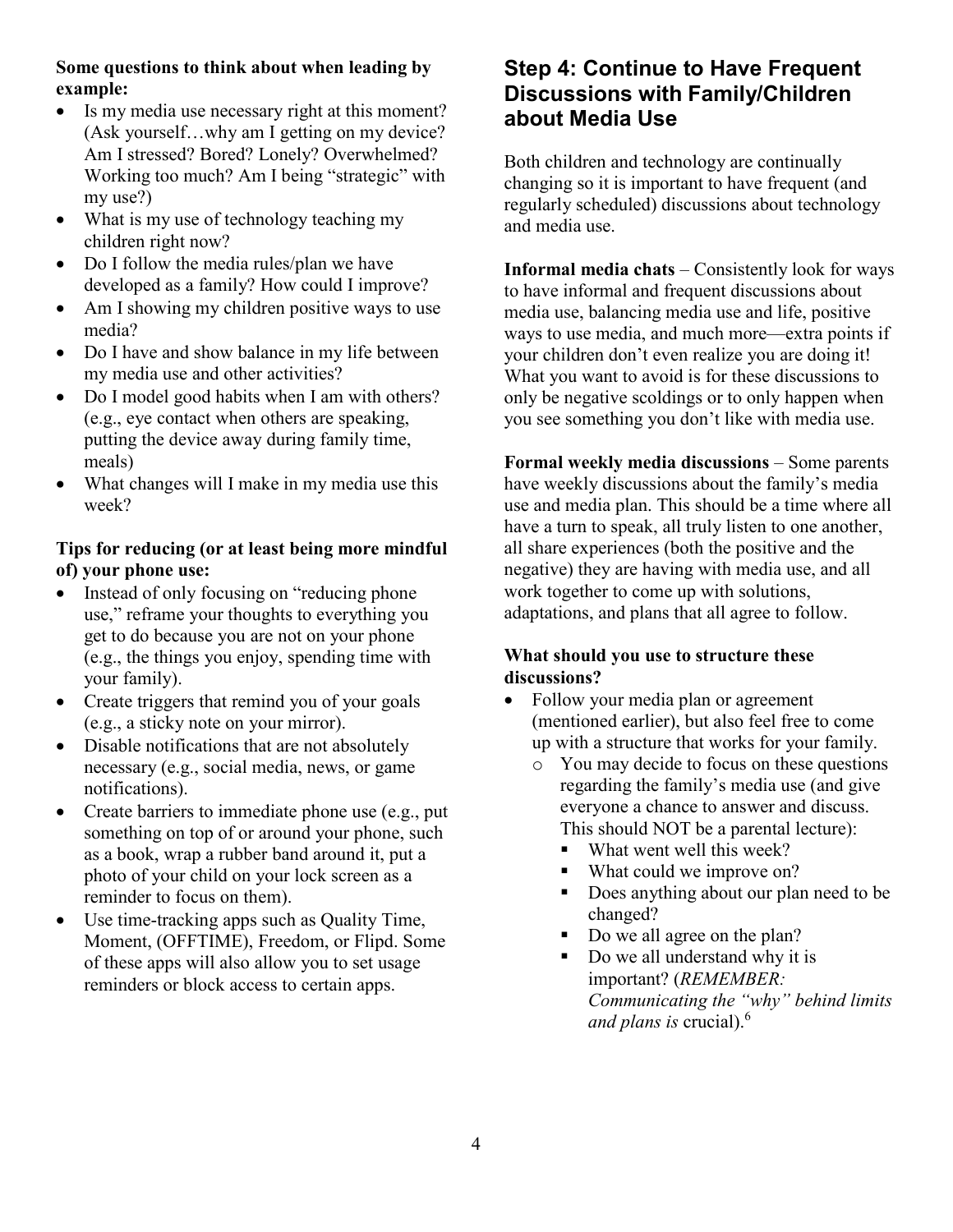**Some questions to think about when leading by example:**

- Is my media use necessary right at this moment? (Ask yourself…why am I getting on my device? Am I stressed? Bored? Lonely? Overwhelmed? Working too much? Am I being "strategic" with my use?)
- What is my use of technology teaching my children right now?
- Do I follow the media rules/plan we have developed as a family? How could I improve?
- Am I showing my children positive ways to use media?
- Do I have and show balance in my life between my media use and other activities?
- Do I model good habits when I am with others? (e.g., eye contact when others are speaking, putting the device away during family time, meals)
- What changes will I make in my media use this week?

**Tips for reducing (or at least being more mindful of) your phone use:**

- Instead of only focusing on "reducing phone use," reframe your thoughts to everything you get to do because you are not on your phone (e.g., the things you enjoy, spending time with your family).
- Create triggers that remind you of your goals (e.g., a sticky note on your mirror).
- Disable notifications that are not absolutely necessary (e.g., social media, news, or game notifications).
- Create barriers to immediate phone use (e.g., put something on top of or around your phone, such as a book, wrap a rubber band around it, put a photo of your child on your lock screen as a reminder to focus on them).
- Use time-tracking apps such as Quality Time, Moment, (OFFTIME), Freedom, or Flipd. Some of these apps will also allow you to set usage reminders or block access to certain apps.

## Step 4: Continue to Have Frequent Discussions with Family/Children about Media Use

Both children and technology are continually changing so it is important to have frequent (and regularly scheduled) discussions about technology and media use.

**Informal media chats** – Consistently look for ways to have informal and frequent discussions about media use, balancing media use and life, positive ways to use media, and much more—extra points if your children don't even realize you are doing it! What you want to avoid is for these discussions to only be negative scoldings or to only happen when you see something you don't like with media use.

**Formal weekly media discussions** – Some parents have weekly discussions about the family's media use and media plan. This should be a time where all have a turn to speak, all truly listen to one another, all share experiences (both the positive and the negative) they are having with media use, and all work together to come up with solutions, adaptations, and plans that all agree to follow.

**What should you use to structure these discussions?**

- Follow your media plan or agreement (mentioned earlier), but also feel free to come up with a structure that works for your family.
  - You may decide to focus on these questions regarding the family's media use (and give everyone a chance to answer and discuss. This should NOT be a parental lecture):
    - What went well this week?
    - What could we improve on?
    - Does anything about our plan need to be changed?
    - Do we all agree on the plan?
    - Do we all understand why it is important? (*REMEMBER: Communicating the "why" behind limits and plans is* crucial).[6]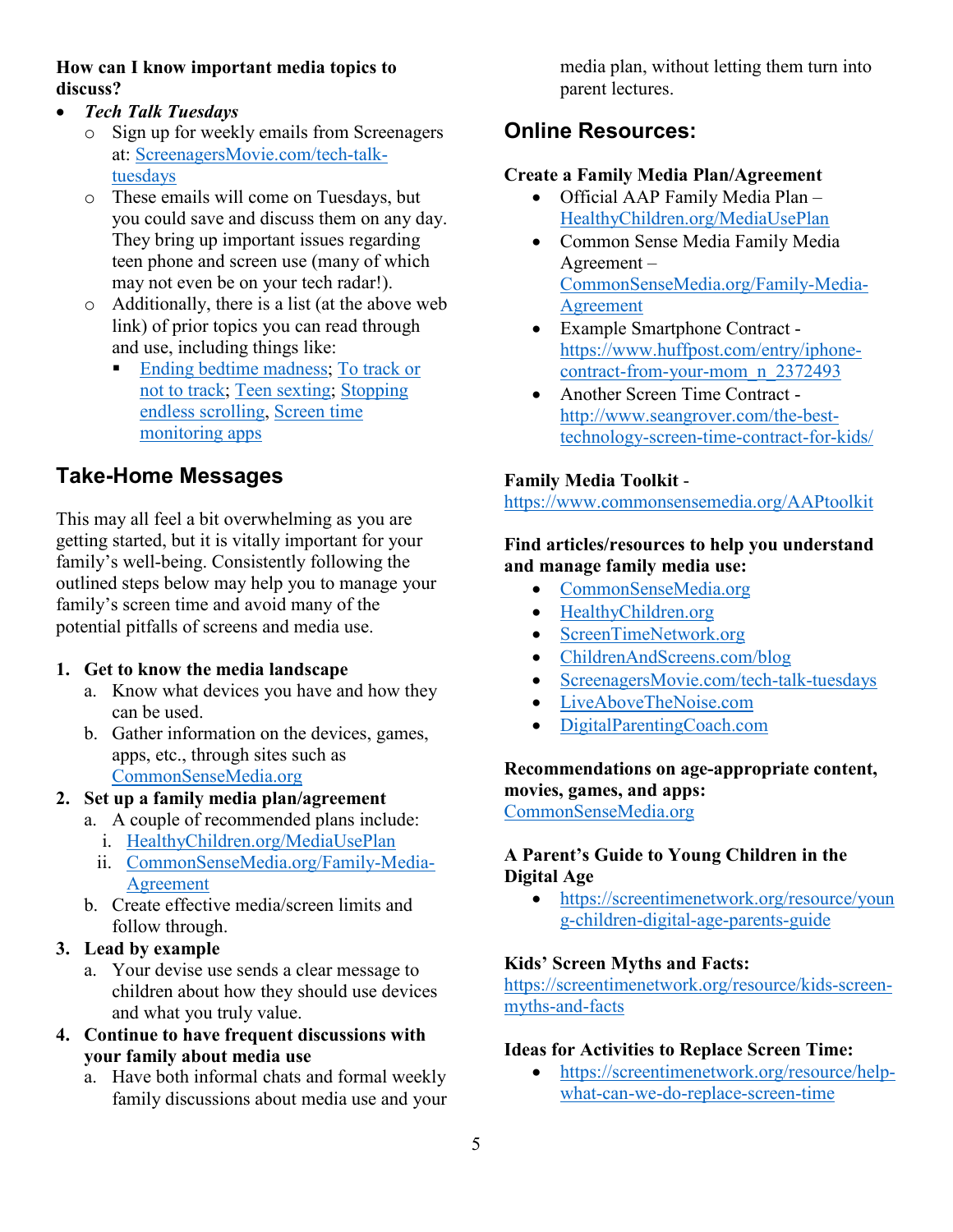**How can I know important media topics to discuss?**

- *Tech Talk Tuesdays*
  - Sign up for weekly emails from Screenagers at: [ScreenagersMovie.com/tech-talk-tuesdays](ScreenagersMovie.com/tech-talk-tuesdays)
  - These emails will come on Tuesdays, but you could save and discuss them on any day. They bring up important issues regarding teen phone and screen use (many of which may not even be on your tech radar!).
  - Additionally, there is a list (at the above web link) of prior topics you can read through and use, including things like:
    - Ending bedtime madness; To track or not to track; Teen sexting; Stopping endless scrolling, Screen time monitoring apps

## Take-Home Messages

This may all feel a bit overwhelming as you are getting started, but it is vitally important for your family's well-being. Consistently following the outlined steps below may help you to manage your family's screen time and avoid many of the potential pitfalls of screens and media use.

1. **Get to know the media landscape**
   a. Know what devices you have and how they can be used.
   b. Gather information on the devices, games, apps, etc., through sites such as CommonSenseMedia.org
2. **Set up a family media plan/agreement**
   a. A couple of recommended plans include:
      i. HealthyChildren.org/MediaUsePlan
      ii. CommonSenseMedia.org/Family-Media-Agreement
   b. Create effective media/screen limits and follow through.
3. **Lead by example**
   a. Your devise use sends a clear message to children about how they should use devices and what you truly value.
4. **Continue to have frequent discussions with your family about media use**
   a. Have both informal chats and formal weekly family discussions about media use and your media plan, without letting them turn into parent lectures.

## Online Resources:

**Create a Family Media Plan/Agreement**

- Official AAP Family Media Plan – HealthyChildren.org/MediaUsePlan
- Common Sense Media Family Media Agreement – CommonSenseMedia.org/Family-Media-Agreement
- Example Smartphone Contract - https://www.huffpost.com/entry/iphone-contract-from-your-mom_n_2372493
- Another Screen Time Contract - http://www.seangrover.com/the-best-technology-screen-time-contract-for-kids/

**Family Media Toolkit** - https://www.commonsensemedia.org/AAPtoolkit

**Find articles/resources to help you understand and manage family media use:**

- CommonSenseMedia.org
- HealthyChildren.org
- ScreenTimeNetwork.org
- ChildrenAndScreens.com/blog
- ScreenagersMovie.com/tech-talk-tuesdays
- LiveAboveTheNoise.com
- DigitalParentingCoach.com

**Recommendations on age-appropriate content, movies, games, and apps:**
CommonSenseMedia.org

**A Parent's Guide to Young Children in the Digital Age**

- https://screentimenetwork.org/resource/young-children-digital-age-parents-guide

**Kids' Screen Myths and Facts:**
https://screentimenetwork.org/resource/kids-screen-myths-and-facts

**Ideas for Activities to Replace Screen Time:**

- https://screentimenetwork.org/resource/help-what-can-we-do-replace-screen-time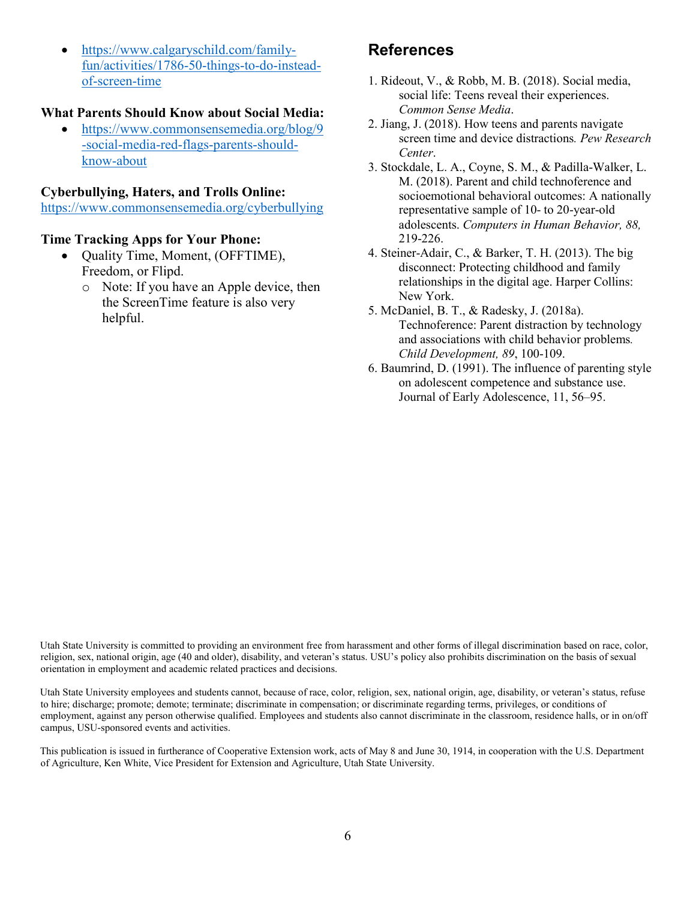- https://www.calgaryschild.com/family-fun/activities/1786-50-things-to-do-instead-of-screen-time

**What Parents Should Know about Social Media:**

- https://www.commonsensemedia.org/blog/9-social-media-red-flags-parents-should-know-about

**Cyberbullying, Haters, and Trolls Online:**
https://www.commonsensemedia.org/cyberbullying

**Time Tracking Apps for Your Phone:**

- Quality Time, Moment, (OFFTIME), Freedom, or Flipd.
  - Note: If you have an Apple device, then the ScreenTime feature is also very helpful.

## References

1. Rideout, V., & Robb, M. B. (2018). Social media, social life: Teens reveal their experiences. *Common Sense Media*.
2. Jiang, J. (2018). How teens and parents navigate screen time and device distractions. *Pew Research Center*.
3. Stockdale, L. A., Coyne, S. M., & Padilla-Walker, L. M. (2018). Parent and child technoference and socioemotional behavioral outcomes: A nationally representative sample of 10- to 20-year-old adolescents. *Computers in Human Behavior, 88,* 219-226.
4. Steiner-Adair, C., & Barker, T. H. (2013). The big disconnect: Protecting childhood and family relationships in the digital age. Harper Collins: New York.
5. McDaniel, B. T., & Radesky, J. (2018a). Technoference: Parent distraction by technology and associations with child behavior problems. *Child Development, 89*, 100-109.
6. Baumrind, D. (1991). The influence of parenting style on adolescent competence and substance use. Journal of Early Adolescence, 11, 56–95.

Utah State University is committed to providing an environment free from harassment and other forms of illegal discrimination based on race, color, religion, sex, national origin, age (40 and older), disability, and veteran's status. USU's policy also prohibits discrimination on the basis of sexual orientation in employment and academic related practices and decisions.

Utah State University employees and students cannot, because of race, color, religion, sex, national origin, age, disability, or veteran's status, refuse to hire; discharge; promote; demote; terminate; discriminate in compensation; or discriminate regarding terms, privileges, or conditions of employment, against any person otherwise qualified. Employees and students also cannot discriminate in the classroom, residence halls, or in on/off campus, USU-sponsored events and activities.

This publication is issued in furtherance of Cooperative Extension work, acts of May 8 and June 30, 1914, in cooperation with the U.S. Department of Agriculture, Ken White, Vice President for Extension and Agriculture, Utah State University.